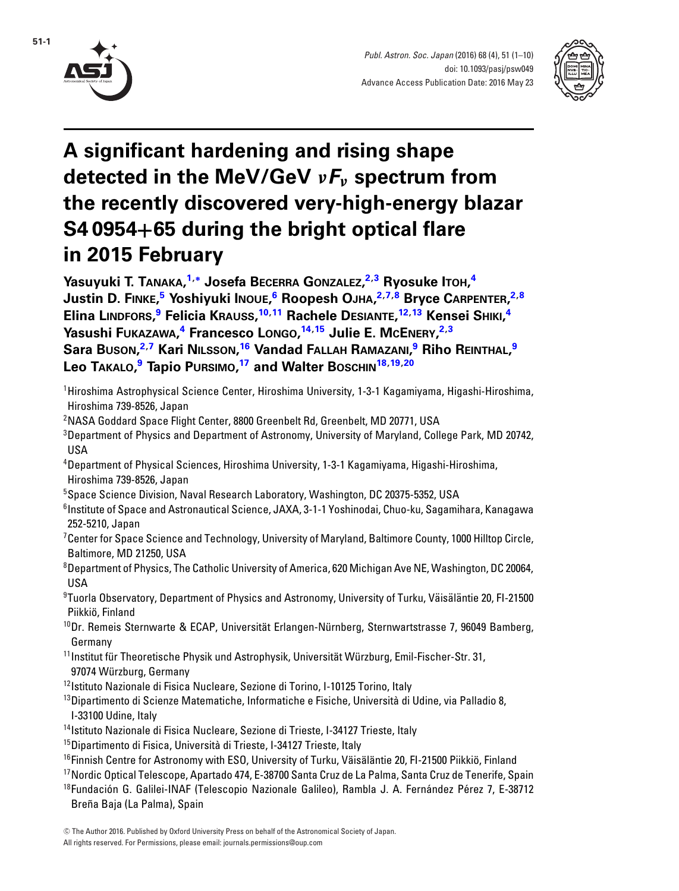# A significant hardening and rising shape detected in the MeV/GeV $\nu F_\nu$ spectrum from the recently discovered very-high-energy blazar S4 0954+65 during the bright optical flare in 2015 February

**Yasuyuki T. Tanaka,[1,*] Josefa Becerra Gonzalez,[2,3] Ryosuke Itoh,[4] Justin D. Finke,[5] Yoshiyuki Inoue,[6] Roopesh Ojha,[2,7,8] Bryce Carpenter,[2,8] Elina Lindfors,[9] Felicia Krauss,[10,11] Rachele Desiante,[12,13] Kensei Shiki,[4] Yasushi Fukazawa,[4] Francesco Longo,[14,15] Julie E. McEnery,[2,3] Sara Buson,[2,7] Kari Nilsson,[16] Vandad Fallah Ramazani,[9] Riho Reinthal,[9] Leo Takalo,[9] Tapio Pursimo,[17] and Walter Boschin[18,19,20]**

[1]Hiroshima Astrophysical Science Center, Hiroshima University, 1-3-1 Kagamiyama, Higashi-Hiroshima, Hiroshima 739-8526, Japan

[2]NASA Goddard Space Flight Center, 8800 Greenbelt Rd, Greenbelt, MD 20771, USA

[3]Department of Physics and Department of Astronomy, University of Maryland, College Park, MD 20742, USA

[4]Department of Physical Sciences, Hiroshima University, 1-3-1 Kagamiyama, Higashi-Hiroshima, Hiroshima 739-8526, Japan

[5]Space Science Division, Naval Research Laboratory, Washington, DC 20375-5352, USA

[6]Institute of Space and Astronautical Science, JAXA, 3-1-1 Yoshinodai, Chuo-ku, Sagamihara, Kanagawa 252-5210, Japan

[7]Center for Space Science and Technology, University of Maryland, Baltimore County, 1000 Hilltop Circle, Baltimore, MD 21250, USA

[8]Department of Physics, The Catholic University of America, 620 Michigan Ave NE, Washington, DC 20064, USA

[9]Tuorla Observatory, Department of Physics and Astronomy, University of Turku, Väisäläntie 20, FI-21500 Piikkiö, Finland

[10]Dr. Remeis Sternwarte & ECAP, Universität Erlangen-Nürnberg, Sternwartstrasse 7, 96049 Bamberg, Germany

[11]Institut für Theoretische Physik und Astrophysik, Universität Würzburg, Emil-Fischer-Str. 31, 97074 Würzburg, Germany

[12]Istituto Nazionale di Fisica Nucleare, Sezione di Torino, I-10125 Torino, Italy

[13]Dipartimento di Scienze Matematiche, Informatiche e Fisiche, Università di Udine, via Palladio 8, I-33100 Udine, Italy

[14]Istituto Nazionale di Fisica Nucleare, Sezione di Trieste, I-34127 Trieste, Italy

[15]Dipartimento di Fisica, Università di Trieste, I-34127 Trieste, Italy

[16]Finnish Centre for Astronomy with ESO, University of Turku, Väisäläntie 20, FI-21500 Piikkiö, Finland

[17]Nordic Optical Telescope, Apartado 474, E-38700 Santa Cruz de La Palma, Santa Cruz de Tenerife, Spain

[18]Fundación G. Galilei-INAF (Telescopio Nazionale Galileo), Rambla J. A. Fernández Pérez 7, E-38712 Breña Baja (La Palma), Spain

© The Author 2016. Published by Oxford University Press on behalf of the Astronomical Society of Japan. All rights reserved. For Permissions, please email: journals.permissions@oup.com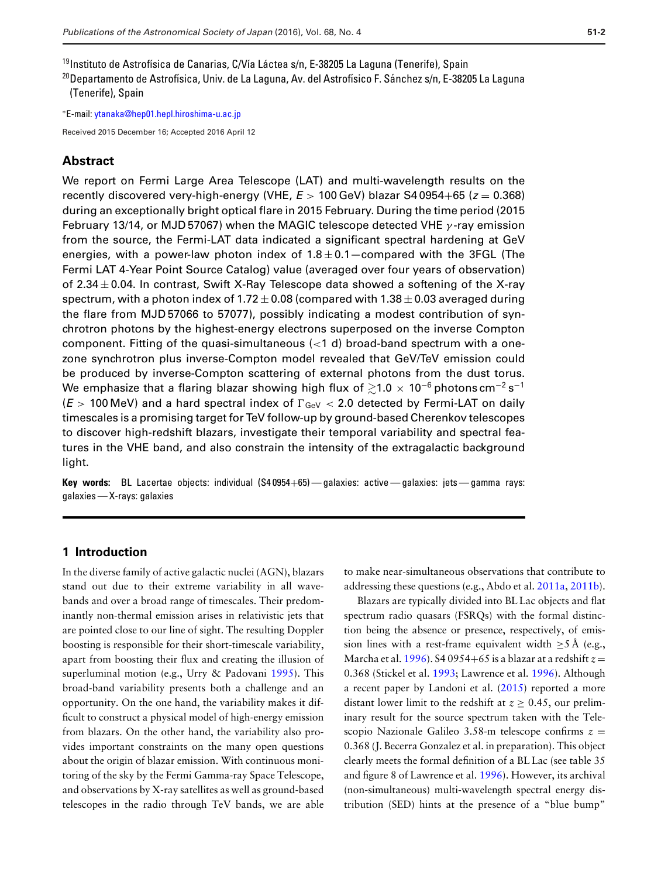[19]Instituto de Astrofísica de Canarias, C/Vía Láctea s/n, E-38205 La Laguna (Tenerife), Spain
[20]Departamento de Astrofísica, Univ. de La Laguna, Av. del Astrofísico F. Sánchez s/n, E-38205 La Laguna (Tenerife), Spain

*E-mail: ytanaka@hep01.hepl.hiroshima-u.ac.jp

Received 2015 December 16; Accepted 2016 April 12

## Abstract

We report on Fermi Large Area Telescope (LAT) and multi-wavelength results on the recently discovered very-high-energy (VHE, $E > 100$ GeV) blazar S4 0954+65 ($z = 0.368$) during an exceptionally bright optical flare in 2015 February. During the time period (2015 February 13/14, or MJD 57067) when the MAGIC telescope detected VHE $\gamma$-ray emission from the source, the Fermi-LAT data indicated a significant spectral hardening at GeV energies, with a power-law photon index of $1.8 \pm 0.1$—compared with the 3FGL (The Fermi LAT 4-Year Point Source Catalog) value (averaged over four years of observation) of $2.34 \pm 0.04$. In contrast, Swift X-Ray Telescope data showed a softening of the X-ray spectrum, with a photon index of $1.72 \pm 0.08$ (compared with $1.38 \pm 0.03$ averaged during the flare from MJD 57066 to 57077), possibly indicating a modest contribution of synchrotron photons by the highest-energy electrons superposed on the inverse Compton component. Fitting of the quasi-simultaneous ($<$1 d) broad-band spectrum with a one-zone synchrotron plus inverse-Compton model revealed that GeV/TeV emission could be produced by inverse-Compton scattering of external photons from the dust torus. We emphasize that a flaring blazar showing high flux of $\gtrsim 1.0 \times 10^{-6}$ photons cm$^{-2}$ s$^{-1}$ ($E > 100$ MeV) and a hard spectral index of $\Gamma_{\rm GeV} < 2.0$ detected by Fermi-LAT on daily timescales is a promising target for TeV follow-up by ground-based Cherenkov telescopes to discover high-redshift blazars, investigate their temporal variability and spectral features in the VHE band, and also constrain the intensity of the extragalactic background light.

**Key words:** BL Lacertae objects: individual (S4 0954+65) — galaxies: active — galaxies: jets — gamma rays: galaxies — X-rays: galaxies

## 1 Introduction

In the diverse family of active galactic nuclei (AGN), blazars stand out due to their extreme variability in all wavebands and over a broad range of timescales. Their predominantly non-thermal emission arises in relativistic jets that are pointed close to our line of sight. The resulting Doppler boosting is responsible for their short-timescale variability, apart from boosting their flux and creating the illusion of superluminal motion (e.g., Urry & Padovani 1995). This broad-band variability presents both a challenge and an opportunity. On the one hand, the variability makes it difficult to construct a physical model of high-energy emission from blazars. On the other hand, the variability also provides important constraints on the many open questions about the origin of blazar emission. With continuous monitoring of the sky by the Fermi Gamma-ray Space Telescope, and observations by X-ray satellites as well as ground-based telescopes in the radio through TeV bands, we are able to make near-simultaneous observations that contribute to addressing these questions (e.g., Abdo et al. 2011a, 2011b).

Blazars are typically divided into BL Lac objects and flat spectrum radio quasars (FSRQs) with the formal distinction being the absence or presence, respectively, of emission lines with a rest-frame equivalent width $\geq 5$ Å (e.g., Marcha et al. 1996). S4 0954+65 is a blazar at a redshift $z = 0.368$ (Stickel et al. 1993; Lawrence et al. 1996). Although a recent paper by Landoni et al. (2015) reported a more distant lower limit to the redshift at $z \geq 0.45$, our preliminary result for the source spectrum taken with the Telescopio Nazionale Galileo 3.58-m telescope confirms $z = 0.368$ (J. Becerra Gonzalez et al. in preparation). This object clearly meets the formal definition of a BL Lac (see table 35 and figure 8 of Lawrence et al. 1996). However, its archival (non-simultaneous) multi-wavelength spectral energy distribution (SED) hints at the presence of a "blue bump"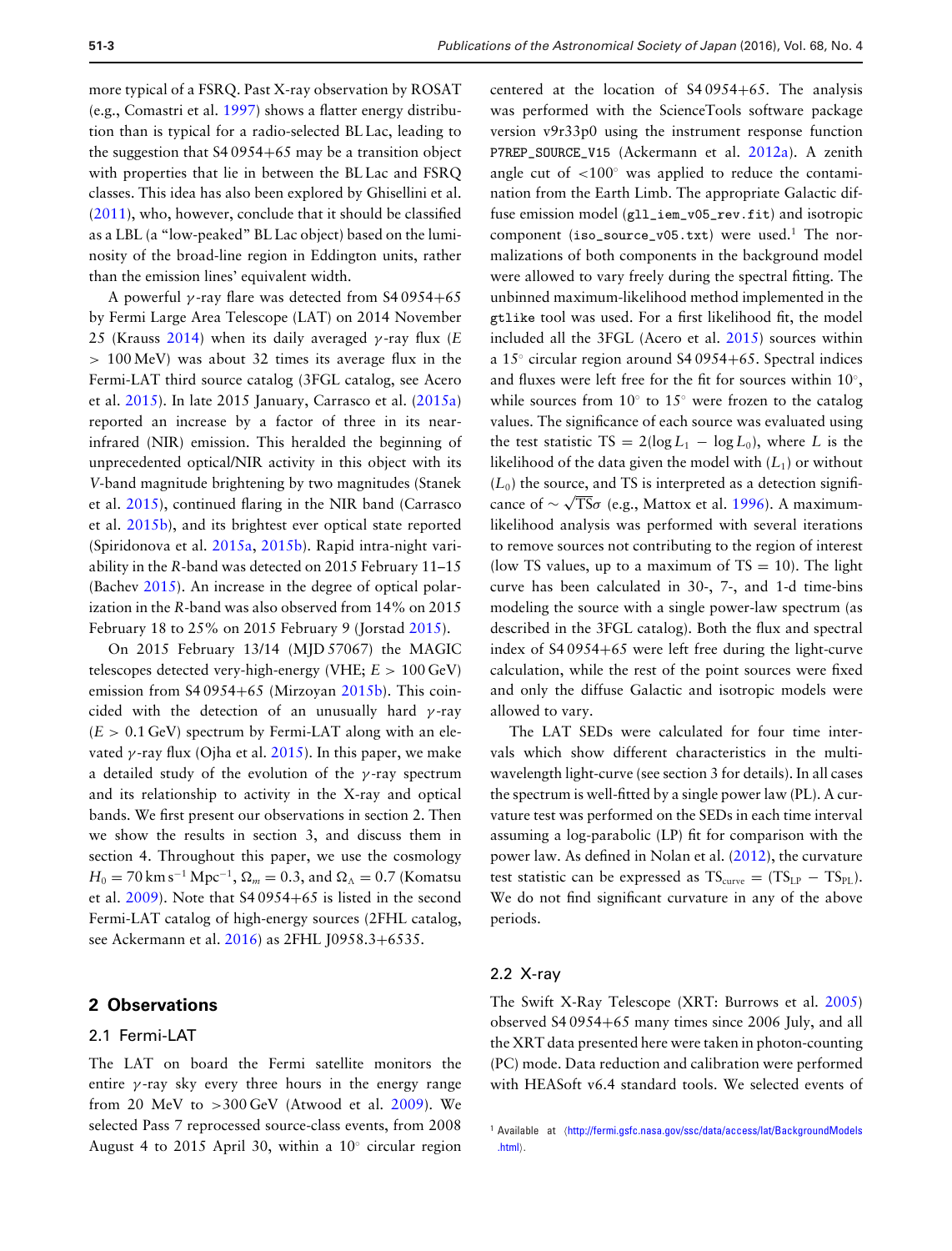more typical of a FSRQ. Past X-ray observation by ROSAT (e.g., Comastri et al. 1997) shows a flatter energy distribution than is typical for a radio-selected BL Lac, leading to the suggestion that S4 0954+65 may be a transition object with properties that lie in between the BL Lac and FSRQ classes. This idea has also been explored by Ghisellini et al. (2011), who, however, conclude that it should be classified as a LBL (a "low-peaked" BL Lac object) based on the luminosity of the broad-line region in Eddington units, rather than the emission lines' equivalent width.

A powerful $\gamma$-ray flare was detected from S4 0954+65 by Fermi Large Area Telescope (LAT) on 2014 November 25 (Krauss 2014) when its daily averaged $\gamma$-ray flux ($E > 100\,\mathrm{MeV}$) was about 32 times its average flux in the Fermi-LAT third source catalog (3FGL catalog, see Acero et al. 2015). In late 2015 January, Carrasco et al. (2015a) reported an increase by a factor of three in its near-infrared (NIR) emission. This heralded the beginning of unprecedented optical/NIR activity in this object with its $V$-band magnitude brightening by two magnitudes (Stanek et al. 2015), continued flaring in the NIR band (Carrasco et al. 2015b), and its brightest ever optical state reported (Spiridonova et al. 2015a, 2015b). Rapid intra-night variability in the $R$-band was detected on 2015 February 11–15 (Bachev 2015). An increase in the degree of optical polarization in the $R$-band was also observed from 14% on 2015 February 18 to 25% on 2015 February 9 (Jorstad 2015).

On 2015 February 13/14 (MJD 57067) the MAGIC telescopes detected very-high-energy (VHE; $E > 100\,\mathrm{GeV}$) emission from S4 0954+65 (Mirzoyan 2015b). This coincided with the detection of an unusually hard $\gamma$-ray ($E > 0.1\,\mathrm{GeV}$) spectrum by Fermi-LAT along with an elevated $\gamma$-ray flux (Ojha et al. 2015). In this paper, we make a detailed study of the evolution of the $\gamma$-ray spectrum and its relationship to activity in the X-ray and optical bands. We first present our observations in section 2. Then we show the results in section 3, and discuss them in section 4. Throughout this paper, we use the cosmology $H_0 = 70\,\mathrm{km\,s^{-1}\,Mpc^{-1}}$, $\Omega_m = 0.3$, and $\Omega_\Lambda = 0.7$ (Komatsu et al. 2009). Note that S4 0954+65 is listed in the second Fermi-LAT catalog of high-energy sources (2FHL catalog, see Ackermann et al. 2016) as 2FHL J0958.3+6535.

## 2 Observations

### 2.1 Fermi-LAT

The LAT on board the Fermi satellite monitors the entire $\gamma$-ray sky every three hours in the energy range from 20 MeV to >300 GeV (Atwood et al. 2009). We selected Pass 7 reprocessed source-class events, from 2008 August 4 to 2015 April 30, within a $10^\circ$ circular region centered at the location of S4 0954+65. The analysis was performed with the ScienceTools software package version v9r33p0 using the instrument response function `P7REP_SOURCE_V15` (Ackermann et al. 2012a). A zenith angle cut of $<100^\circ$ was applied to reduce the contamination from the Earth Limb. The appropriate Galactic diffuse emission model (`gll_iem_v05_rev.fit`) and isotropic component (`iso_source_v05.txt`) were used.[1] The normalizations of both components in the background model were allowed to vary freely during the spectral fitting. The unbinned maximum-likelihood method implemented in the `gtlike` tool was used. For a first likelihood fit, the model included all the 3FGL (Acero et al. 2015) sources within a $15^\circ$ circular region around S4 0954+65. Spectral indices and fluxes were left free for the fit for sources within $10^\circ$, while sources from $10^\circ$ to $15^\circ$ were frozen to the catalog values. The significance of each source was evaluated using the test statistic $\mathrm{TS} = 2(\log L_1 - \log L_0)$, where $L$ is the likelihood of the data given the model with ($L_1$) or without ($L_0$) the source, and TS is interpreted as a detection significance of $\sim \sqrt{\mathrm{TS}}\sigma$ (e.g., Mattox et al. 1996). A maximum-likelihood analysis was performed with several iterations to remove sources not contributing to the region of interest (low TS values, up to a maximum of TS = 10). The light curve has been calculated in 30-, 7-, and 1-d time-bins modeling the source with a single power-law spectrum (as described in the 3FGL catalog). Both the flux and spectral index of S4 0954+65 were left free during the light-curve calculation, while the rest of the point sources were fixed and only the diffuse Galactic and isotropic models were allowed to vary.

The LAT SEDs were calculated for four time intervals which show different characteristics in the multi-wavelength light-curve (see section 3 for details). In all cases the spectrum is well-fitted by a single power law (PL). A curvature test was performed on the SEDs in each time interval assuming a log-parabolic (LP) fit for comparison with the power law. As defined in Nolan et al. (2012), the curvature test statistic can be expressed as $\mathrm{TS_{curve}} = (\mathrm{TS_{LP}} - \mathrm{TS_{PL}})$. We do not find significant curvature in any of the above periods.

### 2.2 X-ray

The Swift X-Ray Telescope (XRT: Burrows et al. 2005) observed S4 0954+65 many times since 2006 July, and all the XRT data presented here were taken in photon-counting (PC) mode. Data reduction and calibration were performed with HEASoft v6.4 standard tools. We selected events of

[1] Available at ⟨http://fermi.gsfc.nasa.gov/ssc/data/access/lat/BackgroundModels.html⟩.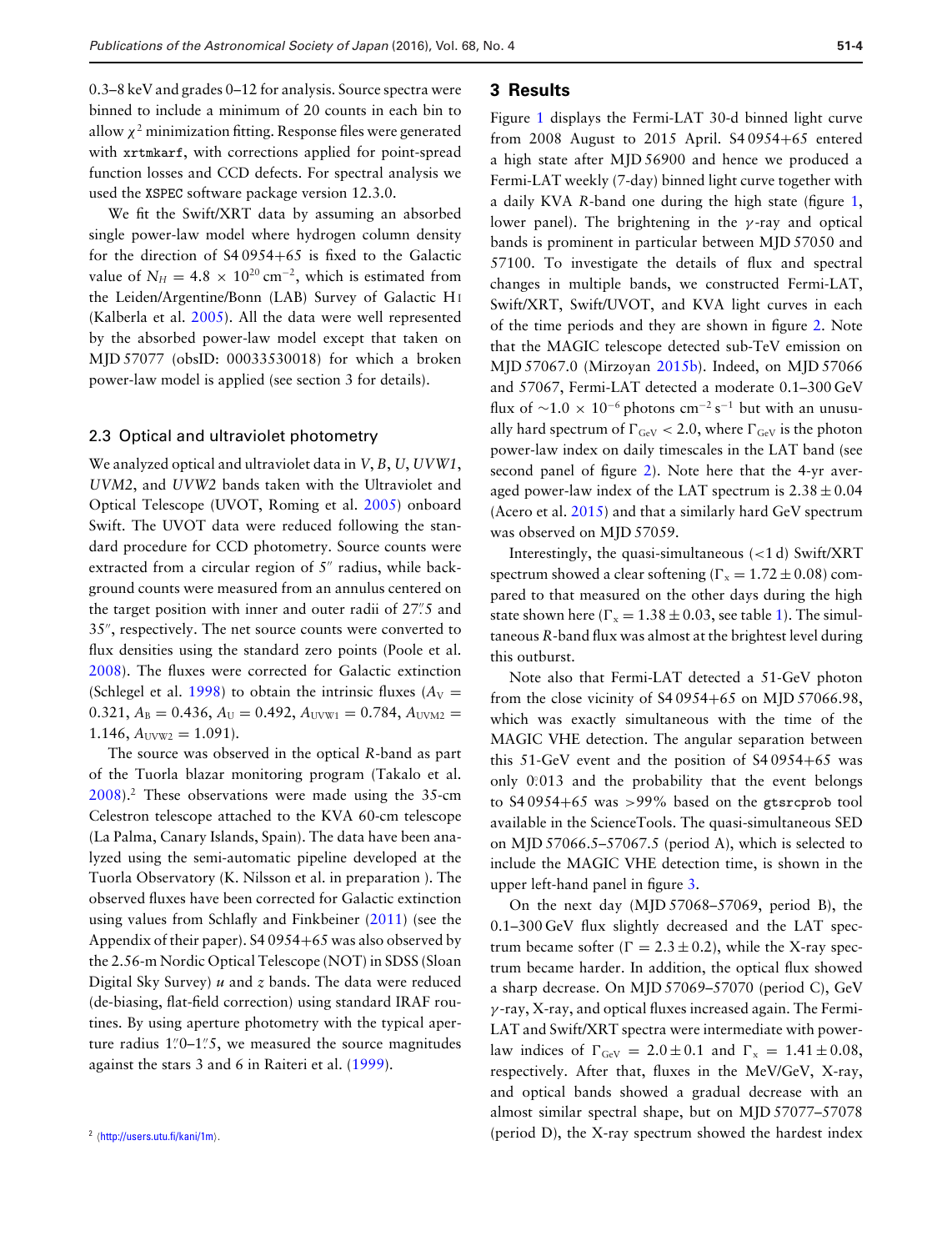0.3–8 keV and grades 0–12 for analysis. Source spectra were binned to include a minimum of 20 counts in each bin to allow $\chi^2$ minimization fitting. Response files were generated with `xrtmkarf`, with corrections applied for point-spread function losses and CCD defects. For spectral analysis we used the `XSPEC` software package version 12.3.0.

We fit the Swift/XRT data by assuming an absorbed single power-law model where hydrogen column density for the direction of S4 0954+65 is fixed to the Galactic value of $N_H = 4.8 \times 10^{20}\,\mathrm{cm}^{-2}$, which is estimated from the Leiden/Argentine/Bonn (LAB) Survey of Galactic H I (Kalberla et al. 2005). All the data were well represented by the absorbed power-law model except that taken on MJD 57077 (obsID: 00033530018) for which a broken power-law model is applied (see section 3 for details).

### 2.3 Optical and ultraviolet photometry

We analyzed optical and ultraviolet data in *V*, *B*, *U*, *UVW1*, *UVM2*, and *UVW2* bands taken with the Ultraviolet and Optical Telescope (UVOT, Roming et al. 2005) onboard Swift. The UVOT data were reduced following the standard procedure for CCD photometry. Source counts were extracted from a circular region of 5″ radius, while background counts were measured from an annulus centered on the target position with inner and outer radii of 27.″5 and 35″, respectively. The net source counts were converted to flux densities using the standard zero points (Poole et al. 2008). The fluxes were corrected for Galactic extinction (Schlegel et al. 1998) to obtain the intrinsic fluxes ($A_{\mathrm{V}} = 0.321$, $A_{\mathrm{B}} = 0.436$, $A_{\mathrm{U}} = 0.492$, $A_{\mathrm{UVW1}} = 0.784$, $A_{\mathrm{UVM2}} = 1.146$, $A_{\mathrm{UVW2}} = 1.091$).

The source was observed in the optical *R*-band as part of the Tuorla blazar monitoring program (Takalo et al. 2008).[2] These observations were made using the 35-cm Celestron telescope attached to the KVA 60-cm telescope (La Palma, Canary Islands, Spain). The data have been analyzed using the semi-automatic pipeline developed at the Tuorla Observatory (K. Nilsson et al. in preparation ). The observed fluxes have been corrected for Galactic extinction using values from Schlafly and Finkbeiner (2011) (see the Appendix of their paper). S4 0954+65 was also observed by the 2.56-m Nordic Optical Telescope (NOT) in SDSS (Sloan Digital Sky Survey) *u* and *z* bands. The data were reduced (de-biasing, flat-field correction) using standard IRAF routines. By using aperture photometry with the typical aperture radius 1.″0–1.″5, we measured the source magnitudes against the stars 3 and 6 in Raiteri et al. (1999).

[2] ⟨http://users.utu.fi/kani/1m⟩.

## 3 Results

Figure 1 displays the Fermi-LAT 30-d binned light curve from 2008 August to 2015 April. S4 0954+65 entered a high state after MJD 56900 and hence we produced a Fermi-LAT weekly (7-day) binned light curve together with a daily KVA *R*-band one during the high state (figure 1, lower panel). The brightening in the $\gamma$-ray and optical bands is prominent in particular between MJD 57050 and 57100. To investigate the details of flux and spectral changes in multiple bands, we constructed Fermi-LAT, Swift/XRT, Swift/UVOT, and KVA light curves in each of the time periods and they are shown in figure 2. Note that the MAGIC telescope detected sub-TeV emission on MJD 57067.0 (Mirzoyan 2015b). Indeed, on MJD 57066 and 57067, Fermi-LAT detected a moderate 0.1–300 GeV flux of $\sim 1.0 \times 10^{-6}$ photons cm$^{-2}$ s$^{-1}$ but with an unusually hard spectrum of $\Gamma_{\mathrm{GeV}} < 2.0$, where $\Gamma_{\mathrm{GeV}}$ is the photon power-law index on daily timescales in the LAT band (see second panel of figure 2). Note here that the 4-yr averaged power-law index of the LAT spectrum is $2.38 \pm 0.04$ (Acero et al. 2015) and that a similarly hard GeV spectrum was observed on MJD 57059.

Interestingly, the quasi-simultaneous (<1 d) Swift/XRT spectrum showed a clear softening ($\Gamma_{\mathrm{x}} = 1.72 \pm 0.08$) compared to that measured on the other days during the high state shown here ($\Gamma_{\mathrm{x}} = 1.38 \pm 0.03$, see table 1). The simultaneous *R*-band flux was almost at the brightest level during this outburst.

Note also that Fermi-LAT detected a 51-GeV photon from the close vicinity of S4 0954+65 on MJD 57066.98, which was exactly simultaneous with the time of the MAGIC VHE detection. The angular separation between this 51-GeV event and the position of S4 0954+65 was only 0.°013 and the probability that the event belongs to S4 0954+65 was >99% based on the `gtsrcprob` tool available in the ScienceTools. The quasi-simultaneous SED on MJD 57066.5–57067.5 (period A), which is selected to include the MAGIC VHE detection time, is shown in the upper left-hand panel in figure 3.

On the next day (MJD 57068–57069, period B), the 0.1–300 GeV flux slightly decreased and the LAT spectrum became softer ($\Gamma = 2.3 \pm 0.2$), while the X-ray spectrum became harder. In addition, the optical flux showed a sharp decrease. On MJD 57069–57070 (period C), GeV $\gamma$-ray, X-ray, and optical fluxes increased again. The Fermi-LAT and Swift/XRT spectra were intermediate with power-law indices of $\Gamma_{\mathrm{GeV}} = 2.0 \pm 0.1$ and $\Gamma_{\mathrm{x}} = 1.41 \pm 0.08$, respectively. After that, fluxes in the MeV/GeV, X-ray, and optical bands showed a gradual decrease with an almost similar spectral shape, but on MJD 57077–57078 (period D), the X-ray spectrum showed the hardest index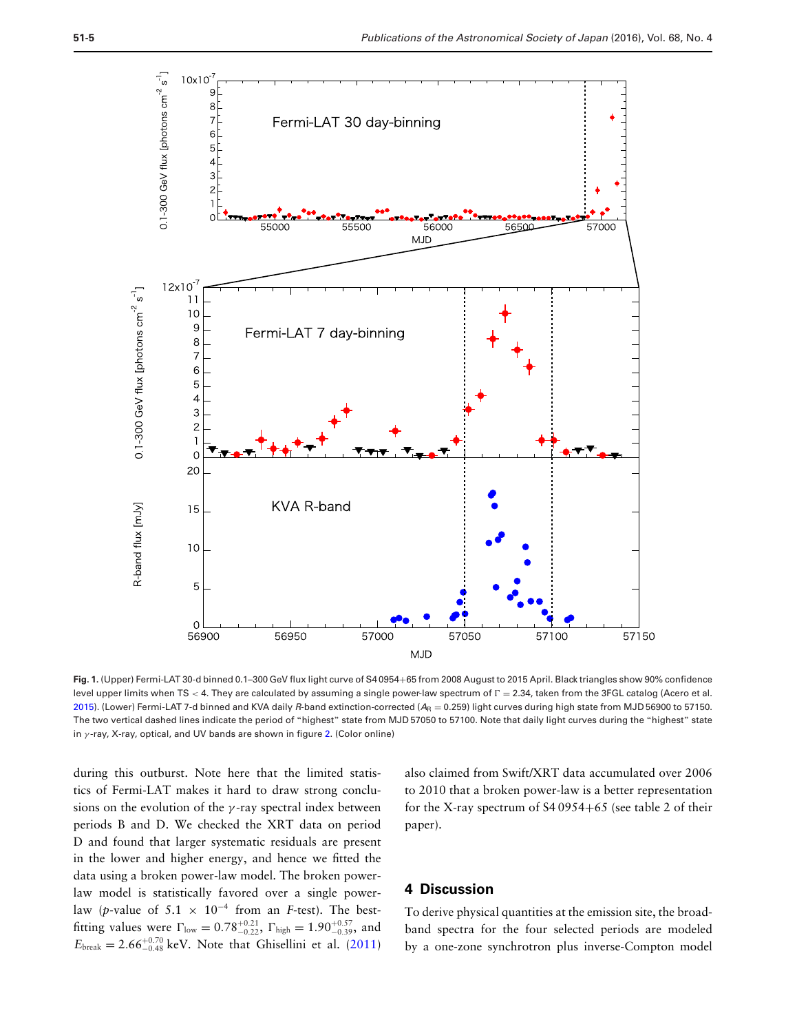**Fig. 1.** (Upper) Fermi-LAT 30-d binned 0.1–300 GeV flux light curve of S4 0954+65 from 2008 August to 2015 April. Black triangles show 90% confidence level upper limits when TS < 4. They are calculated by assuming a single power-law spectrum of $\Gamma = 2.34$, taken from the 3FGL catalog (Acero et al. 2015). (Lower) Fermi-LAT 7-d binned and KVA daily $R$-band extinction-corrected ($A_R = 0.259$) light curves during high state from MJD 56900 to 57150. The two vertical dashed lines indicate the period of "highest" state from MJD 57050 to 57100. Note that daily light curves during the "highest" state in $\gamma$-ray, X-ray, optical, and UV bands are shown in figure 2. (Color online)

during this outburst. Note here that the limited statistics of Fermi-LAT makes it hard to draw strong conclusions on the evolution of the $\gamma$-ray spectral index between periods B and D. We checked the XRT data on period D and found that larger systematic residuals are present in the lower and higher energy, and hence we fitted the data using a broken power-law model. The broken power-law model is statistically favored over a single power-law ($p$-value of $5.1 \times 10^{-4}$ from an $F$-test). The best-fitting values were $\Gamma_{\rm low} = 0.78^{+0.21}_{-0.22}$, $\Gamma_{\rm high} = 1.90^{+0.57}_{-0.39}$, and $E_{\rm break} = 2.66^{+0.70}_{-0.48}$ keV. Note that Ghisellini et al. (2011) also claimed from Swift/XRT data accumulated over 2006 to 2010 that a broken power-law is a better representation for the X-ray spectrum of S4 0954+65 (see table 2 of their paper).

## 4 Discussion

To derive physical quantities at the emission site, the broadband spectra for the four selected periods are modeled by a one-zone synchrotron plus inverse-Compton model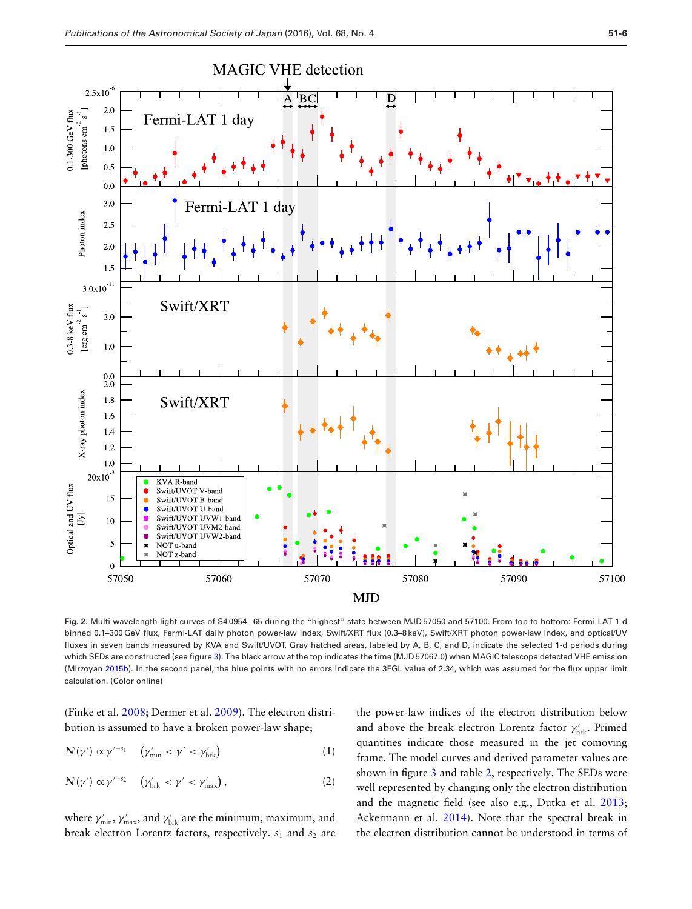**Fig. 2.** Multi-wavelength light curves of S4 0954+65 during the "highest" state between MJD 57050 and 57100. From top to bottom: Fermi-LAT 1-d binned 0.1–300 GeV flux, Fermi-LAT daily photon power-law index, Swift/XRT flux (0.3–8 keV), Swift/XRT photon power-law index, and optical/UV fluxes in seven bands measured by KVA and Swift/UVOT. Gray hatched areas, labeled by A, B, C, and D, indicate the selected 1-d periods during which SEDs are constructed (see figure 3). The black arrow at the top indicates the time (MJD 57067.0) when MAGIC telescope detected VHE emission (Mirzoyan 2015b). In the second panel, the blue points with no errors indicate the 3FGL value of 2.34, which was assumed for the flux upper limit calculation. (Color online)

(Finke et al. 2008; Dermer et al. 2009). The electron distribution is assumed to have a broken power-law shape;

$$N'(\gamma') \propto \gamma'^{-s_1} \quad (\gamma'_{\rm min} < \gamma' < \gamma'_{\rm brk}) \tag{1}$$

$$N'(\gamma') \propto \gamma'^{-s_2} \quad (\gamma'_{\rm brk} < \gamma' < \gamma'_{\rm max}), \tag{2}$$

where $\gamma'_{\rm min}$, $\gamma'_{\rm max}$, and $\gamma'_{\rm brk}$ are the minimum, maximum, and break electron Lorentz factors, respectively. $s_1$ and $s_2$ are the power-law indices of the electron distribution below and above the break electron Lorentz factor $\gamma'_{\rm brk}$. Primed quantities indicate those measured in the jet comoving frame. The model curves and derived parameter values are shown in figure 3 and table 2, respectively. The SEDs were well represented by changing only the electron distribution and the magnetic field (see also e.g., Dutka et al. 2013; Ackermann et al. 2014). Note that the spectral break in the electron distribution cannot be understood in terms of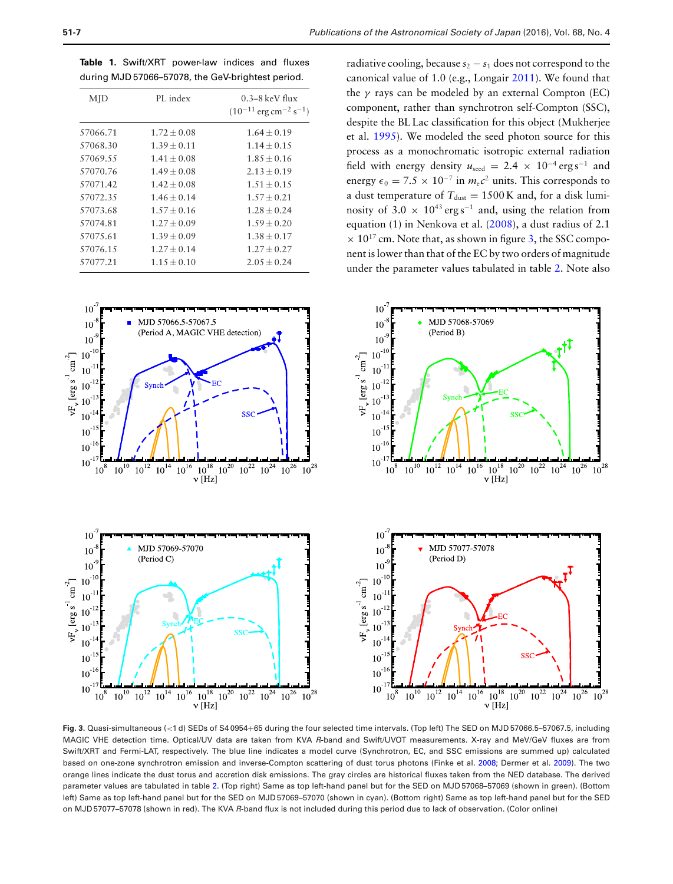**Table 1.** Swift/XRT power-law indices and fluxes during MJD 57066–57078, the GeV-brightest period.

| MJD | PL index | 0.3–8 keV flux ($10^{-11}$ erg cm$^{-2}$ s$^{-1}$) |
|---|---|---|
| 57066.71 | $1.72 \pm 0.08$ | $1.64 \pm 0.19$ |
| 57068.30 | $1.39 \pm 0.11$ | $1.14 \pm 0.15$ |
| 57069.55 | $1.41 \pm 0.08$ | $1.85 \pm 0.16$ |
| 57070.76 | $1.49 \pm 0.08$ | $2.13 \pm 0.19$ |
| 57071.42 | $1.42 \pm 0.08$ | $1.51 \pm 0.15$ |
| 57072.35 | $1.46 \pm 0.14$ | $1.57 \pm 0.21$ |
| 57073.68 | $1.57 \pm 0.16$ | $1.28 \pm 0.24$ |
| 57074.81 | $1.27 \pm 0.09$ | $1.59 \pm 0.20$ |
| 57075.61 | $1.39 \pm 0.09$ | $1.38 \pm 0.17$ |
| 57076.15 | $1.27 \pm 0.14$ | $1.27 \pm 0.27$ |
| 57077.21 | $1.15 \pm 0.10$ | $2.05 \pm 0.24$ |

radiative cooling, because $s_2 - s_1$ does not correspond to the canonical value of 1.0 (e.g., Longair 2011). We found that the $\gamma$ rays can be modeled by an external Compton (EC) component, rather than synchrotron self-Compton (SSC), despite the BL Lac classification for this object (Mukherjee et al. 1995). We modeled the seed photon source for this process as a monochromatic isotropic external radiation field with energy density $u_{\rm seed} = 2.4 \times 10^{-4}$ erg s$^{-1}$ and energy $\epsilon_0 = 7.5 \times 10^{-7}$ in $m_e c^2$ units. This corresponds to a dust temperature of $T_{\rm dust} = 1500$ K and, for a disk luminosity of $3.0 \times 10^{43}$ erg s$^{-1}$ and, using the relation from equation (1) in Nenkova et al. (2008), a dust radius of $2.1 \times 10^{17}$ cm. Note that, as shown in figure 3, the SSC component is lower than that of the EC by two orders of magnitude under the parameter values tabulated in table 2. Note also

**Fig. 3.** Quasi-simultaneous (<1 d) SEDs of S4 0954+65 during the four selected time intervals. (Top left) The SED on MJD 57066.5–57067.5, including MAGIC VHE detection time. Optical/UV data are taken from KVA $R$-band and Swift/UVOT measurements. X-ray and MeV/GeV fluxes are from Swift/XRT and Fermi-LAT, respectively. The blue line indicates a model curve (Synchrotron, EC, and SSC emissions are summed up) calculated based on one-zone synchrotron emission and inverse-Compton scattering of dust torus photons (Finke et al. 2008; Dermer et al. 2009). The two orange lines indicate the dust torus and accretion disk emissions. The gray circles are historical fluxes taken from the NED database. The derived parameter values are tabulated in table 2. (Top right) Same as top left-hand panel but for the SED on MJD 57068–57069 (shown in green). (Bottom left) Same as top left-hand panel but for the SED on MJD 57069–57070 (shown in cyan). (Bottom right) Same as top left-hand panel but for the SED on MJD 57077–57078 (shown in red). The KVA $R$-band flux is not included during this period due to lack of observation. (Color online)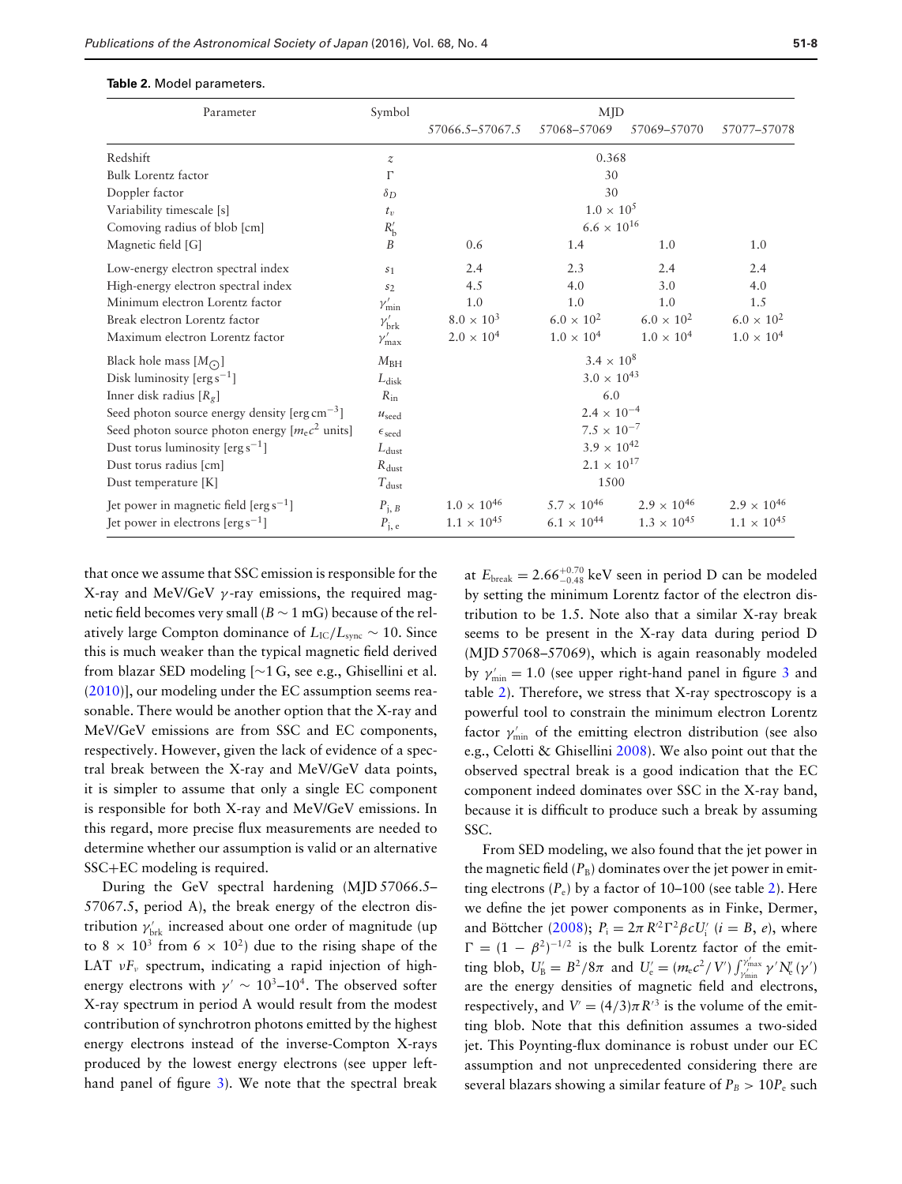**Table 2.** Model parameters.

| Parameter | Symbol | MJD | | | |
|---|---|---|---|---|---|
| | | 57066.5–57067.5 | 57068–57069 | 57069–57070 | 57077–57078 |
| Redshift | $z$ | 0.368 | | | |
| Bulk Lorentz factor | $\Gamma$ | 30 | | | |
| Doppler factor | $\delta_D$ | 30 | | | |
| Variability timescale [s] | $t_v$ | $1.0 \times 10^5$ | | | |
| Comoving radius of blob [cm] | $R'_b$ | $6.6 \times 10^{16}$ | | | |
| Magnetic field [G] | $B$ | 0.6 | 1.4 | 1.0 | 1.0 |
| Low-energy electron spectral index | $s_1$ | 2.4 | 2.3 | 2.4 | 2.4 |
| High-energy electron spectral index | $s_2$ | 4.5 | 4.0 | 3.0 | 4.0 |
| Minimum electron Lorentz factor | $\gamma'_{\rm min}$ | 1.0 | 1.0 | 1.0 | 1.5 |
| Break electron Lorentz factor | $\gamma'_{\rm brk}$ | $8.0 \times 10^3$ | $6.0 \times 10^2$ | $6.0 \times 10^2$ | $6.0 \times 10^2$ |
| Maximum electron Lorentz factor | $\gamma'_{\rm max}$ | $2.0 \times 10^4$ | $1.0 \times 10^4$ | $1.0 \times 10^4$ | $1.0 \times 10^4$ |
| Black hole mass [$M_\odot$] | $M_{\rm BH}$ | $3.4 \times 10^8$ | | | |
| Disk luminosity [erg s$^{-1}$] | $L_{\rm disk}$ | $3.0 \times 10^{43}$ | | | |
| Inner disk radius [$R_g$] | $R_{\rm in}$ | 6.0 | | | |
| Seed photon source energy density [erg cm$^{-3}$] | $u_{\rm seed}$ | $2.4 \times 10^{-4}$ | | | |
| Seed photon source photon energy [$m_e c^2$ units] | $\epsilon_{\rm seed}$ | $7.5 \times 10^{-7}$ | | | |
| Dust torus luminosity [erg s$^{-1}$] | $L_{\rm dust}$ | $3.9 \times 10^{42}$ | | | |
| Dust torus radius [cm] | $R_{\rm dust}$ | $2.1 \times 10^{17}$ | | | |
| Dust temperature [K] | $T_{\rm dust}$ | 1500 | | | |
| Jet power in magnetic field [erg s$^{-1}$] | $P_{\rm j,\,B}$ | $1.0 \times 10^{46}$ | $5.7 \times 10^{46}$ | $2.9 \times 10^{46}$ | $2.9 \times 10^{46}$ |
| Jet power in electrons [erg s$^{-1}$] | $P_{\rm j,\,e}$ | $1.1 \times 10^{45}$ | $6.1 \times 10^{44}$ | $1.3 \times 10^{45}$ | $1.1 \times 10^{45}$ |

that once we assume that SSC emission is responsible for the X-ray and MeV/GeV $\gamma$-ray emissions, the required magnetic field becomes very small ($B \sim 1$ mG) because of the relatively large Compton dominance of $L_{\rm IC}/L_{\rm sync} \sim 10$. Since this is much weaker than the typical magnetic field derived from blazar SED modeling [$\sim$1 G, see e.g., Ghisellini et al. (2010)], our modeling under the EC assumption seems reasonable. There would be another option that the X-ray and MeV/GeV emissions are from SSC and EC components, respectively. However, given the lack of evidence of a spectral break between the X-ray and MeV/GeV data points, it is simpler to assume that only a single EC component is responsible for both X-ray and MeV/GeV emissions. In this regard, more precise flux measurements are needed to determine whether our assumption is valid or an alternative SSC+EC modeling is required.

During the GeV spectral hardening (MJD 57066.5–57067.5, period A), the break energy of the electron distribution $\gamma'_{\rm brk}$ increased about one order of magnitude (up to $8 \times 10^3$ from $6 \times 10^2$) due to the rising shape of the LAT $\nu F_\nu$ spectrum, indicating a rapid injection of high-energy electrons with $\gamma' \sim 10^3$–$10^4$. The observed softer X-ray spectrum in period A would result from the modest contribution of synchrotron photons emitted by the highest energy electrons instead of the inverse-Compton X-rays produced by the lowest energy electrons (see upper left-hand panel of figure 3). We note that the spectral break at $E_{\rm break} = 2.66^{+0.70}_{-0.48}$ keV seen in period D can be modeled by setting the minimum Lorentz factor of the electron distribution to be 1.5. Note also that a similar X-ray break seems to be present in the X-ray data during period D (MJD 57068–57069), which is again reasonably modeled by $\gamma'_{\rm min} = 1.0$ (see upper right-hand panel in figure 3 and table 2). Therefore, we stress that X-ray spectroscopy is a powerful tool to constrain the minimum electron Lorentz factor $\gamma'_{\rm min}$ of the emitting electron distribution (see also e.g., Celotti & Ghisellini 2008). We also point out that the observed spectral break is a good indication that the EC component indeed dominates over SSC in the X-ray band, because it is difficult to produce such a break by assuming SSC.

From SED modeling, we also found that the jet power in the magnetic field ($P_{\rm B}$) dominates over the jet power in emitting electrons ($P_{\rm e}$) by a factor of 10–100 (see table 2). Here we define the jet power components as in Finke, Dermer, and Böttcher (2008); $P_{\rm i} = 2\pi R'^2 \Gamma^2 \beta c U'_{\rm i}$ ($i = B, e$), where $\Gamma = (1 - \beta^2)^{-1/2}$ is the bulk Lorentz factor of the emitting blob, $U'_{\rm B} = B^2/8\pi$ and $U'_{\rm e} = (m_e c^2/V') \int_{\gamma'_{\rm min}}^{\gamma'_{\rm max}} \gamma' N'_{\rm e}(\gamma')$ are the energy densities of magnetic field and electrons, respectively, and $V' = (4/3)\pi R'^3$ is the volume of the emitting blob. Note that this definition assumes a two-sided jet. This Poynting-flux dominance is robust under our EC assumption and not unprecedented considering there are several blazars showing a similar feature of $P_B > 10 P_{\rm e}$ such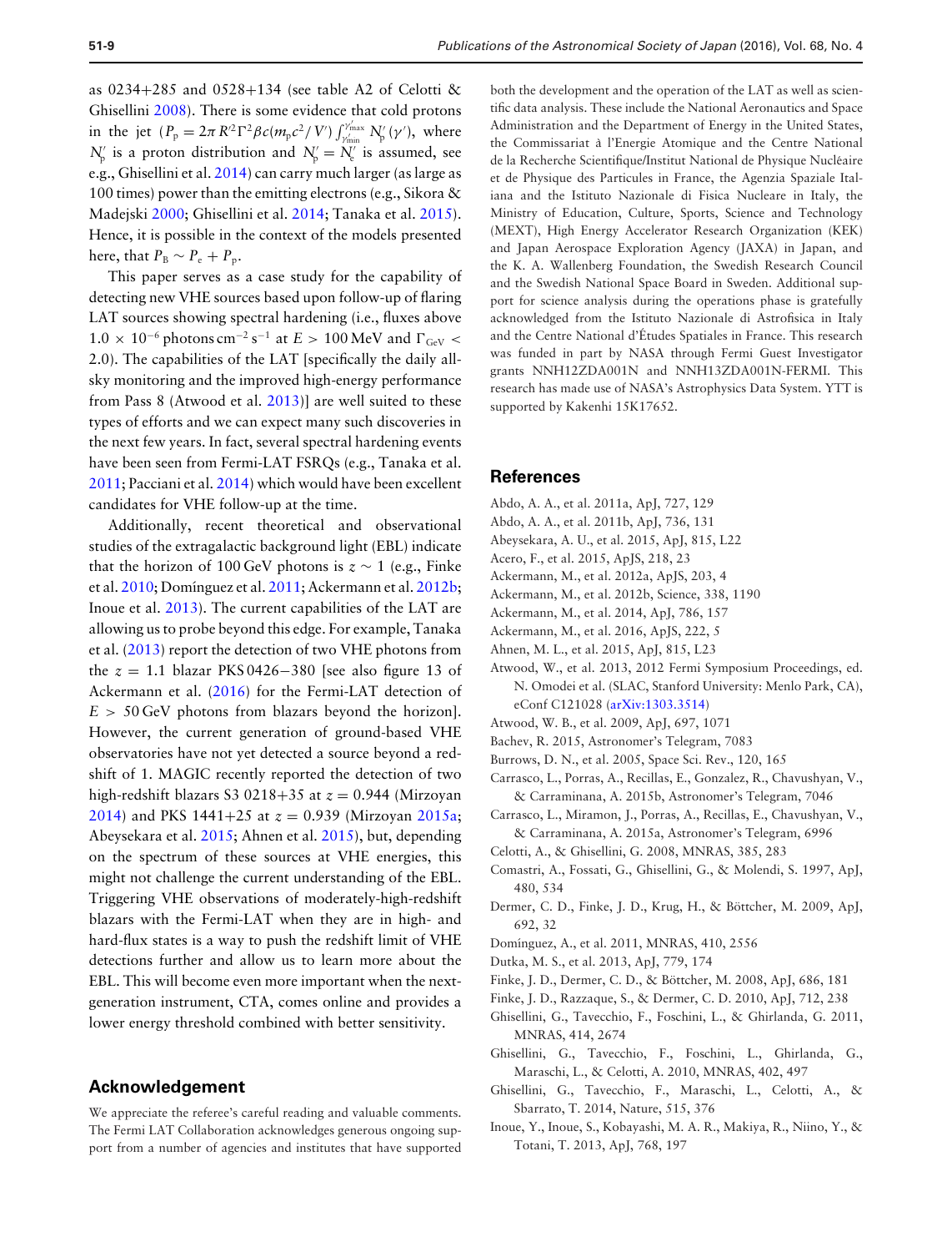as 0234+285 and 0528+134 (see table A2 of Celotti & Ghisellini 2008). There is some evidence that cold protons in the jet ($P_{\rm p} = 2\pi R'^2 \Gamma^2 \beta c (m_{\rm p} c^2 / V') \int_{\gamma'_{\rm min}}^{\gamma'_{\rm max}} N'_{\rm p}(\gamma')$, where $N'_{\rm p}$ is a proton distribution and $N'_{\rm p} = N'_{\rm e}$ is assumed, see e.g., Ghisellini et al. 2014) can carry much larger (as large as 100 times) power than the emitting electrons (e.g., Sikora & Madejski 2000; Ghisellini et al. 2014; Tanaka et al. 2015). Hence, it is possible in the context of the models presented here, that $P_{\rm B} \sim P_{\rm e} + P_{\rm p}$.

This paper serves as a case study for the capability of detecting new VHE sources based upon follow-up of flaring LAT sources showing spectral hardening (i.e., fluxes above $1.0 \times 10^{-6}$ photons cm$^{-2}$ s$^{-1}$ at $E > 100$ MeV and $\Gamma_{\rm GeV} < 2.0$). The capabilities of the LAT [specifically the daily all-sky monitoring and the improved high-energy performance from Pass 8 (Atwood et al. 2013)] are well suited to these types of efforts and we can expect many such discoveries in the next few years. In fact, several spectral hardening events have been seen from Fermi-LAT FSRQs (e.g., Tanaka et al. 2011; Pacciani et al. 2014) which would have been excellent candidates for VHE follow-up at the time.

Additionally, recent theoretical and observational studies of the extragalactic background light (EBL) indicate that the horizon of 100 GeV photons is $z \sim 1$ (e.g., Finke et al. 2010; Domínguez et al. 2011; Ackermann et al. 2012b; Inoue et al. 2013). The current capabilities of the LAT are allowing us to probe beyond this edge. For example, Tanaka et al. (2013) report the detection of two VHE photons from the $z = 1.1$ blazar PKS 0426−380 [see also figure 13 of Ackermann et al. (2016) for the Fermi-LAT detection of $E > 50$ GeV photons from blazars beyond the horizon]. However, the current generation of ground-based VHE observatories have not yet detected a source beyond a redshift of 1. MAGIC recently reported the detection of two high-redshift blazars S3 0218+35 at $z = 0.944$ (Mirzoyan 2014) and PKS 1441+25 at $z = 0.939$ (Mirzoyan 2015a; Abeysekara et al. 2015; Ahnen et al. 2015), but, depending on the spectrum of these sources at VHE energies, this might not challenge the current understanding of the EBL. Triggering VHE observations of moderately-high-redshift blazars with the Fermi-LAT when they are in high- and hard-flux states is a way to push the redshift limit of VHE detections further and allow us to learn more about the EBL. This will become even more important when the next-generation instrument, CTA, comes online and provides a lower energy threshold combined with better sensitivity.

## Acknowledgement

We appreciate the referee's careful reading and valuable comments. The Fermi LAT Collaboration acknowledges generous ongoing support from a number of agencies and institutes that have supported both the development and the operation of the LAT as well as scientific data analysis. These include the National Aeronautics and Space Administration and the Department of Energy in the United States, the Commissariat à l'Energie Atomique and the Centre National de la Recherche Scientifique/Institut National de Physique Nucléaire et de Physique des Particules in France, the Agenzia Spaziale Italiana and the Istituto Nazionale di Fisica Nucleare in Italy, the Ministry of Education, Culture, Sports, Science and Technology (MEXT), High Energy Accelerator Research Organization (KEK) and Japan Aerospace Exploration Agency (JAXA) in Japan, and the K. A. Wallenberg Foundation, the Swedish Research Council and the Swedish National Space Board in Sweden. Additional support for science analysis during the operations phase is gratefully acknowledged from the Istituto Nazionale di Astrofisica in Italy and the Centre National d'Études Spatiales in France. This research was funded in part by NASA through Fermi Guest Investigator grants NNH12ZDA001N and NNH13ZDA001N-FERMI. This research has made use of NASA's Astrophysics Data System. YTT is supported by Kakenhi 15K17652.

## References

Abdo, A. A., et al. 2011a, ApJ, 727, 129
Abdo, A. A., et al. 2011b, ApJ, 736, 131
Abeysekara, A. U., et al. 2015, ApJ, 815, L22
Acero, F., et al. 2015, ApJS, 218, 23
Ackermann, M., et al. 2012a, ApJS, 203, 4
Ackermann, M., et al. 2012b, Science, 338, 1190
Ackermann, M., et al. 2014, ApJ, 786, 157
Ackermann, M., et al. 2016, ApJS, 222, 5
Ahnen, M. L., et al. 2015, ApJ, 815, L23
Atwood, W., et al. 2013, 2012 Fermi Symposium Proceedings, ed. N. Omodei et al. (SLAC, Stanford University: Menlo Park, CA), eConf C121028 (arXiv:1303.3514)
Atwood, W. B., et al. 2009, ApJ, 697, 1071
Bachev, R. 2015, Astronomer's Telegram, 7083
Burrows, D. N., et al. 2005, Space Sci. Rev., 120, 165
Carrasco, L., Porras, A., Recillas, E., Gonzalez, R., Chavushyan, V., & Carraminana, A. 2015b, Astronomer's Telegram, 7046
Carrasco, L., Miramon, J., Porras, A., Recillas, E., Chavushyan, V., & Carraminana, A. 2015a, Astronomer's Telegram, 6996
Celotti, A., & Ghisellini, G. 2008, MNRAS, 385, 283
Comastri, A., Fossati, G., Ghisellini, G., & Molendi, S. 1997, ApJ, 480, 534
Dermer, C. D., Finke, J. D., Krug, H., & Böttcher, M. 2009, ApJ, 692, 32
Domínguez, A., et al. 2011, MNRAS, 410, 2556
Dutka, M. S., et al. 2013, ApJ, 779, 174
Finke, J. D., Dermer, C. D., & Böttcher, M. 2008, ApJ, 686, 181
Finke, J. D., Razzaque, S., & Dermer, C. D. 2010, ApJ, 712, 238
Ghisellini, G., Tavecchio, F., Foschini, L., & Ghirlanda, G. 2011, MNRAS, 414, 2674
Ghisellini, G., Tavecchio, F., Foschini, L., Ghirlanda, G., Maraschi, L., & Celotti, A. 2010, MNRAS, 402, 497
Ghisellini, G., Tavecchio, F., Maraschi, L., Celotti, A., & Sbarrato, T. 2014, Nature, 515, 376
Inoue, Y., Inoue, S., Kobayashi, M. A. R., Makiya, R., Niino, Y., & Totani, T. 2013, ApJ, 768, 197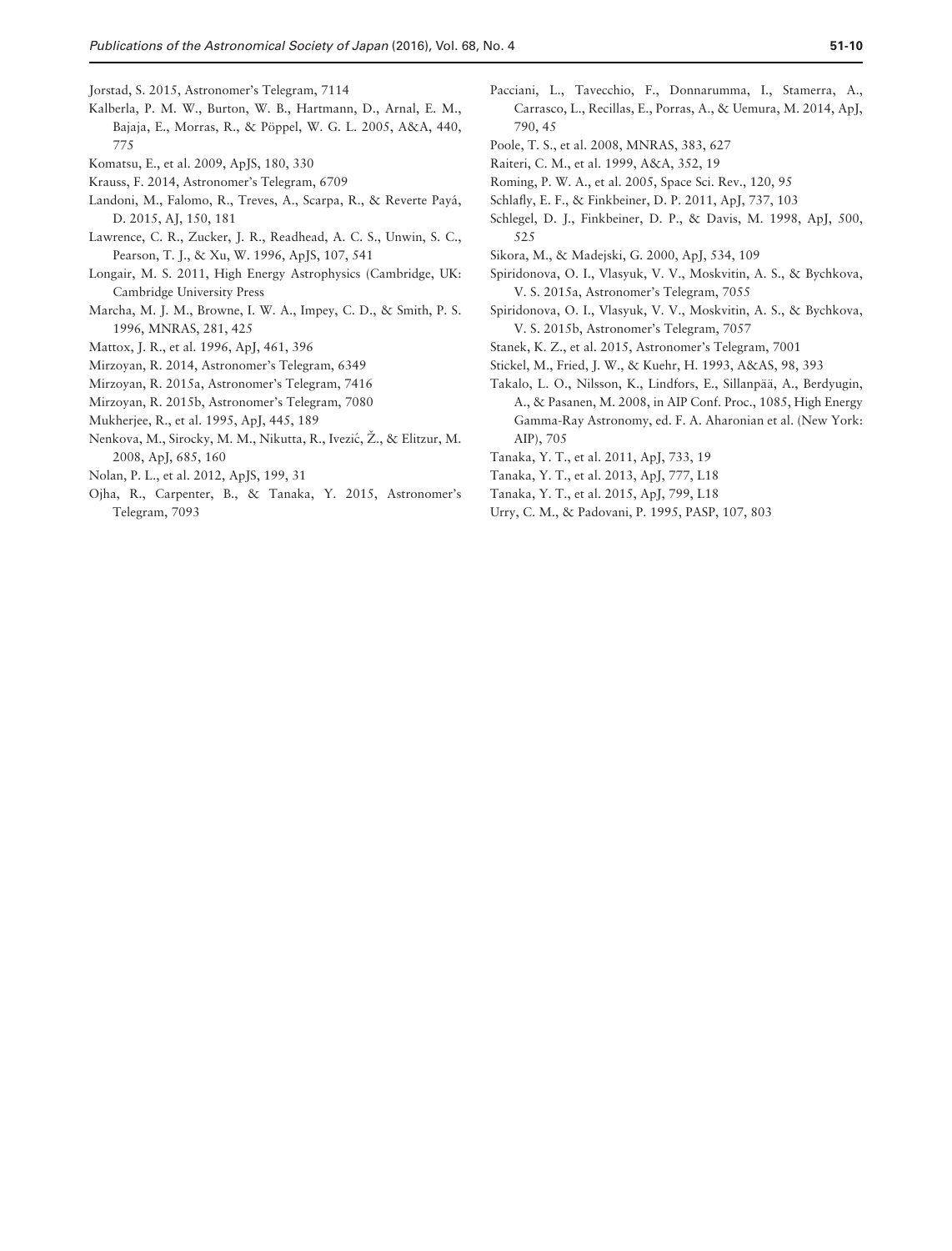Jorstad, S. 2015, Astronomer's Telegram, 7114

Kalberla, P. M. W., Burton, W. B., Hartmann, D., Arnal, E. M., Bajaja, E., Morras, R., & Pöppel, W. G. L. 2005, A&A, 440, 775

Komatsu, E., et al. 2009, ApJS, 180, 330

Krauss, F. 2014, Astronomer's Telegram, 6709

Landoni, M., Falomo, R., Treves, A., Scarpa, R., & Reverte Payá, D. 2015, AJ, 150, 181

Lawrence, C. R., Zucker, J. R., Readhead, A. C. S., Unwin, S. C., Pearson, T. J., & Xu, W. 1996, ApJS, 107, 541

Longair, M. S. 2011, High Energy Astrophysics (Cambridge, UK: Cambridge University Press

Marcha, M. J. M., Browne, I. W. A., Impey, C. D., & Smith, P. S. 1996, MNRAS, 281, 425

Mattox, J. R., et al. 1996, ApJ, 461, 396

Mirzoyan, R. 2014, Astronomer's Telegram, 6349

Mirzoyan, R. 2015a, Astronomer's Telegram, 7416

Mirzoyan, R. 2015b, Astronomer's Telegram, 7080

Mukherjee, R., et al. 1995, ApJ, 445, 189

Nenkova, M., Sirocky, M. M., Nikutta, R., Ivezić, Ž., & Elitzur, M. 2008, ApJ, 685, 160

Nolan, P. L., et al. 2012, ApJS, 199, 31

Ojha, R., Carpenter, B., & Tanaka, Y. 2015, Astronomer's Telegram, 7093

Pacciani, L., Tavecchio, F., Donnarumma, I., Stamerra, A., Carrasco, L., Recillas, E., Porras, A., & Uemura, M. 2014, ApJ, 790, 45

Poole, T. S., et al. 2008, MNRAS, 383, 627

Raiteri, C. M., et al. 1999, A&A, 352, 19

Roming, P. W. A., et al. 2005, Space Sci. Rev., 120, 95

Schlafly, E. F., & Finkbeiner, D. P. 2011, ApJ, 737, 103

Schlegel, D. J., Finkbeiner, D. P., & Davis, M. 1998, ApJ, 500, 525

Sikora, M., & Madejski, G. 2000, ApJ, 534, 109

Spiridonova, O. I., Vlasyuk, V. V., Moskvitin, A. S., & Bychkova, V. S. 2015a, Astronomer's Telegram, 7055

Spiridonova, O. I., Vlasyuk, V. V., Moskvitin, A. S., & Bychkova, V. S. 2015b, Astronomer's Telegram, 7057

Stanek, K. Z., et al. 2015, Astronomer's Telegram, 7001

Stickel, M., Fried, J. W., & Kuehr, H. 1993, A&AS, 98, 393

Takalo, L. O., Nilsson, K., Lindfors, E., Sillanpää, A., Berdyugin, A., & Pasanen, M. 2008, in AIP Conf. Proc., 1085, High Energy Gamma-Ray Astronomy, ed. F. A. Aharonian et al. (New York: AIP), 705

Tanaka, Y. T., et al. 2011, ApJ, 733, 19

Tanaka, Y. T., et al. 2013, ApJ, 777, L18

Tanaka, Y. T., et al. 2015, ApJ, 799, L18

Urry, C. M., & Padovani, P. 1995, PASP, 107, 803